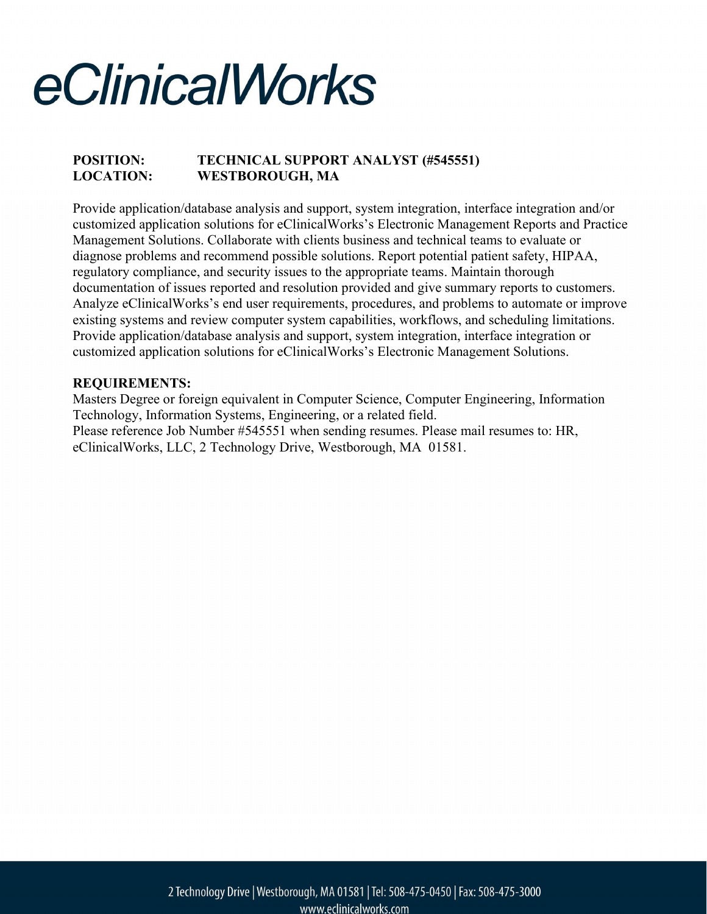# eClinicalWorks

**POSITION:** **TECHNICAL SUPPORT ANALYST (#545551)**
**LOCATION:** **WESTBOROUGH, MA**

Provide application/database analysis and support, system integration, interface integration and/or customized application solutions for eClinicalWorks's Electronic Management Reports and Practice Management Solutions. Collaborate with clients business and technical teams to evaluate or diagnose problems and recommend possible solutions. Report potential patient safety, HIPAA, regulatory compliance, and security issues to the appropriate teams. Maintain thorough documentation of issues reported and resolution provided and give summary reports to customers. Analyze eClinicalWorks's end user requirements, procedures, and problems to automate or improve existing systems and review computer system capabilities, workflows, and scheduling limitations. Provide application/database analysis and support, system integration, interface integration or customized application solutions for eClinicalWorks's Electronic Management Solutions.

**REQUIREMENTS:**

Masters Degree or foreign equivalent in Computer Science, Computer Engineering, Information Technology, Information Systems, Engineering, or a related field.
Please reference Job Number #545551 when sending resumes. Please mail resumes to: HR, eClinicalWorks, LLC, 2 Technology Drive, Westborough, MA 01581.

2 Technology Drive | Westborough, MA 01581 | Tel: 508-475-0450 | Fax: 508-475-3000
www.eclinicalworks.com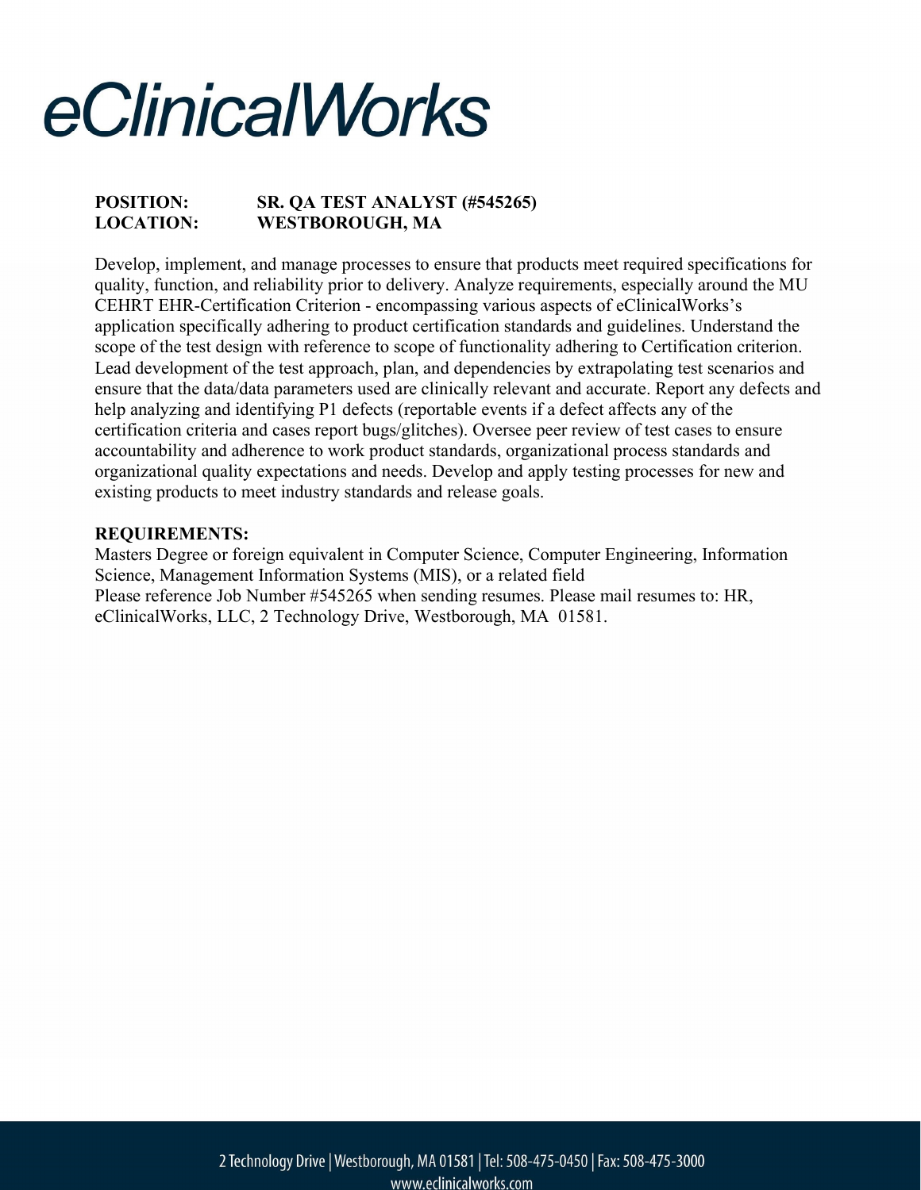# eClinicalWorks

**POSITION:** **SR. QA TEST ANALYST (#545265)**
**LOCATION:** **WESTBOROUGH, MA**

Develop, implement, and manage processes to ensure that products meet required specifications for quality, function, and reliability prior to delivery. Analyze requirements, especially around the MU CEHRT EHR-Certification Criterion - encompassing various aspects of eClinicalWorks's application specifically adhering to product certification standards and guidelines. Understand the scope of the test design with reference to scope of functionality adhering to Certification criterion. Lead development of the test approach, plan, and dependencies by extrapolating test scenarios and ensure that the data/data parameters used are clinically relevant and accurate. Report any defects and help analyzing and identifying P1 defects (reportable events if a defect affects any of the certification criteria and cases report bugs/glitches). Oversee peer review of test cases to ensure accountability and adherence to work product standards, organizational process standards and organizational quality expectations and needs. Develop and apply testing processes for new and existing products to meet industry standards and release goals.

**REQUIREMENTS:**

Masters Degree or foreign equivalent in Computer Science, Computer Engineering, Information Science, Management Information Systems (MIS), or a related field

Please reference Job Number #545265 when sending resumes. Please mail resumes to: HR, eClinicalWorks, LLC, 2 Technology Drive, Westborough, MA 01581.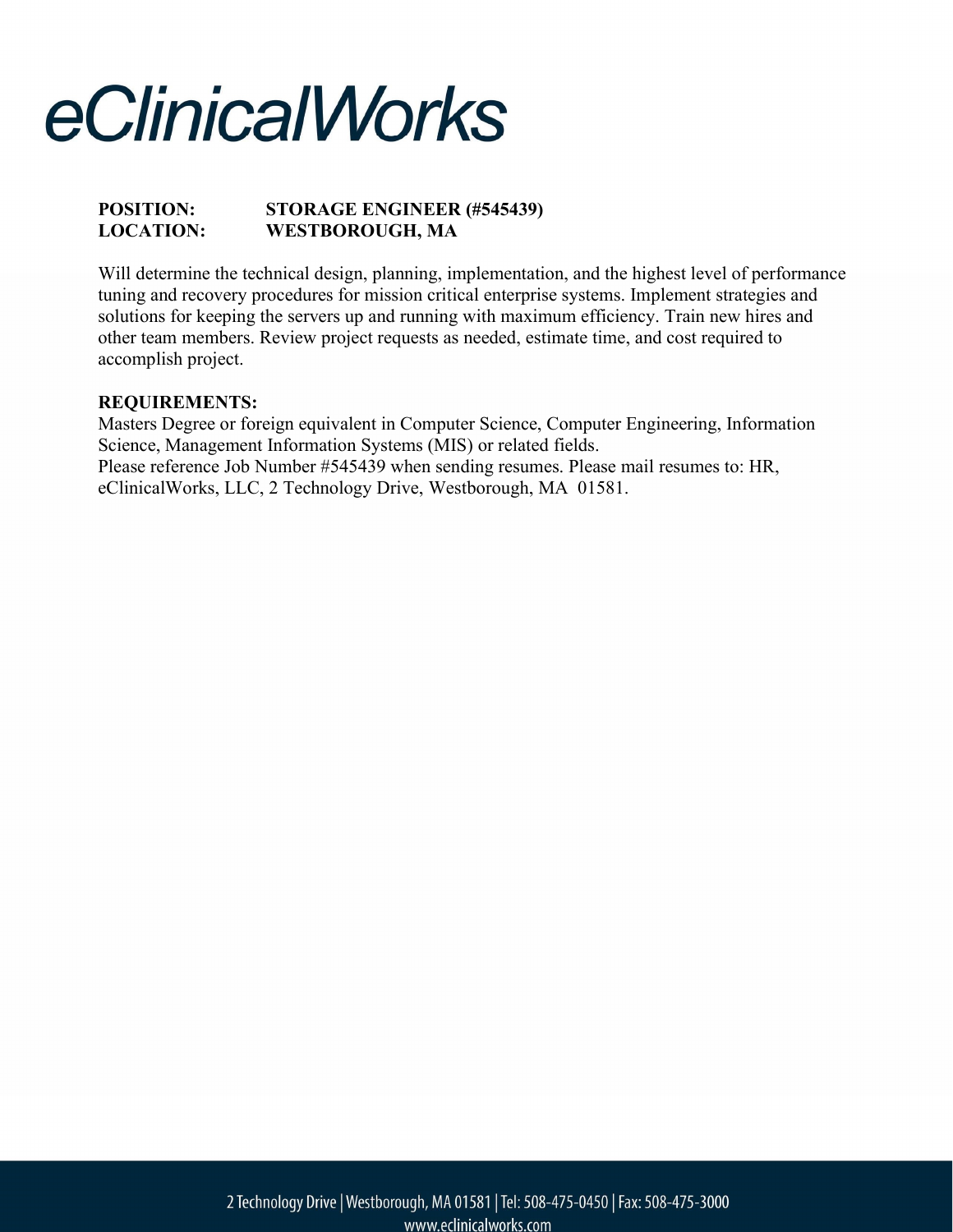# eClinicalWorks

**POSITION: STORAGE ENGINEER (#545439)**
**LOCATION: WESTBOROUGH, MA**

Will determine the technical design, planning, implementation, and the highest level of performance tuning and recovery procedures for mission critical enterprise systems. Implement strategies and solutions for keeping the servers up and running with maximum efficiency. Train new hires and other team members. Review project requests as needed, estimate time, and cost required to accomplish project.

**REQUIREMENTS:**
Masters Degree or foreign equivalent in Computer Science, Computer Engineering, Information Science, Management Information Systems (MIS) or related fields.
Please reference Job Number #545439 when sending resumes. Please mail resumes to: HR, eClinicalWorks, LLC, 2 Technology Drive, Westborough, MA 01581.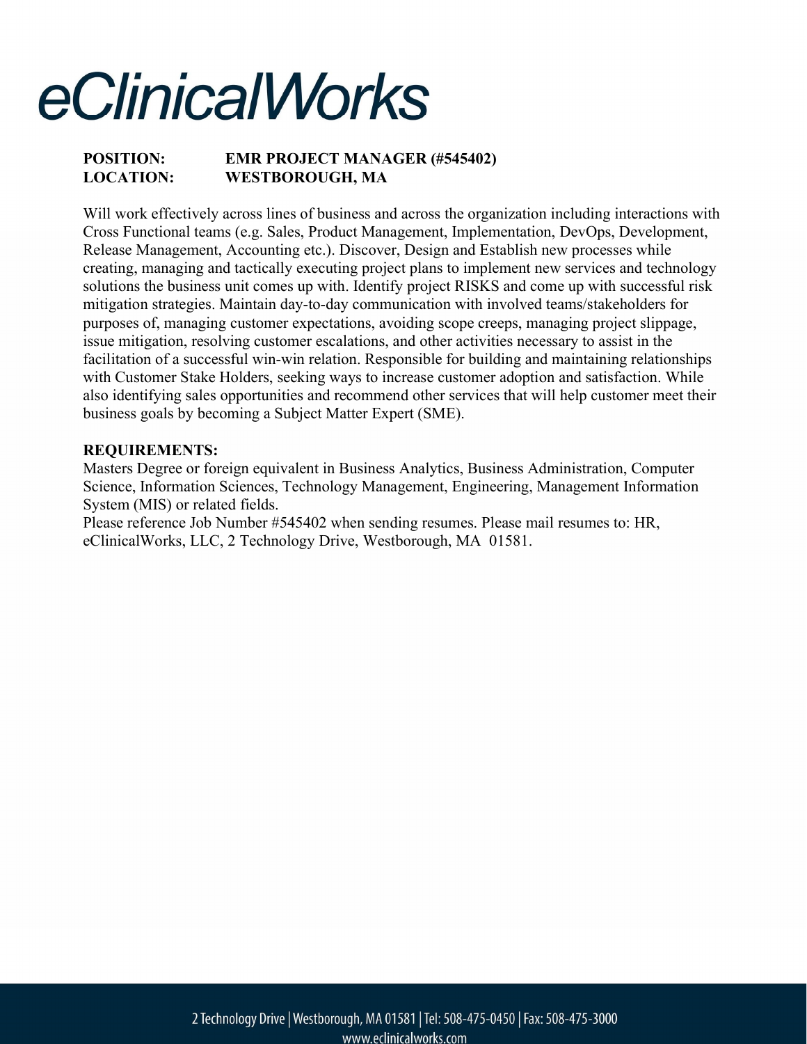# eClinicalWorks

**POSITION:** **EMR PROJECT MANAGER (#545402)**
**LOCATION:** **WESTBOROUGH, MA**

Will work effectively across lines of business and across the organization including interactions with Cross Functional teams (e.g. Sales, Product Management, Implementation, DevOps, Development, Release Management, Accounting etc.). Discover, Design and Establish new processes while creating, managing and tactically executing project plans to implement new services and technology solutions the business unit comes up with. Identify project RISKS and come up with successful risk mitigation strategies. Maintain day-to-day communication with involved teams/stakeholders for purposes of, managing customer expectations, avoiding scope creeps, managing project slippage, issue mitigation, resolving customer escalations, and other activities necessary to assist in the facilitation of a successful win-win relation. Responsible for building and maintaining relationships with Customer Stake Holders, seeking ways to increase customer adoption and satisfaction. While also identifying sales opportunities and recommend other services that will help customer meet their business goals by becoming a Subject Matter Expert (SME).

**REQUIREMENTS:**
Masters Degree or foreign equivalent in Business Analytics, Business Administration, Computer Science, Information Sciences, Technology Management, Engineering, Management Information System (MIS) or related fields.
Please reference Job Number #545402 when sending resumes. Please mail resumes to: HR, eClinicalWorks, LLC, 2 Technology Drive, Westborough, MA 01581.

2 Technology Drive | Westborough, MA 01581 | Tel: 508-475-0450 | Fax: 508-475-3000
www.eclinicalworks.com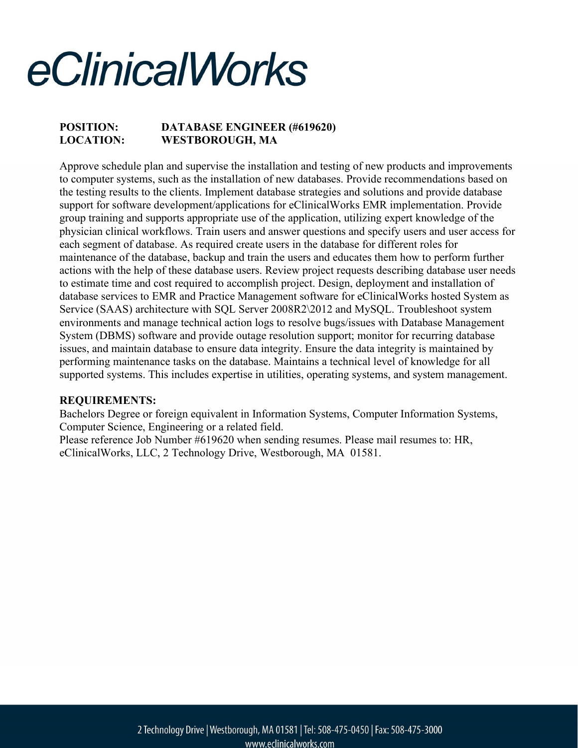# eClinicalWorks

**POSITION:** **DATABASE ENGINEER (#619620)**
**LOCATION:** **WESTBOROUGH, MA**

Approve schedule plan and supervise the installation and testing of new products and improvements to computer systems, such as the installation of new databases. Provide recommendations based on the testing results to the clients. Implement database strategies and solutions and provide database support for software development/applications for eClinicalWorks EMR implementation. Provide group training and supports appropriate use of the application, utilizing expert knowledge of the physician clinical workflows. Train users and answer questions and specify users and user access for each segment of database. As required create users in the database for different roles for maintenance of the database, backup and train the users and educates them how to perform further actions with the help of these database users. Review project requests describing database user needs to estimate time and cost required to accomplish project. Design, deployment and installation of database services to EMR and Practice Management software for eClinicalWorks hosted System as Service (SAAS) architecture with SQL Server 2008R2\2012 and MySQL. Troubleshoot system environments and manage technical action logs to resolve bugs/issues with Database Management System (DBMS) software and provide outage resolution support; monitor for recurring database issues, and maintain database to ensure data integrity. Ensure the data integrity is maintained by performing maintenance tasks on the database. Maintains a technical level of knowledge for all supported systems. This includes expertise in utilities, operating systems, and system management.

**REQUIREMENTS:**
Bachelors Degree or foreign equivalent in Information Systems, Computer Information Systems, Computer Science, Engineering or a related field.
Please reference Job Number #619620 when sending resumes. Please mail resumes to: HR, eClinicalWorks, LLC, 2 Technology Drive, Westborough, MA 01581.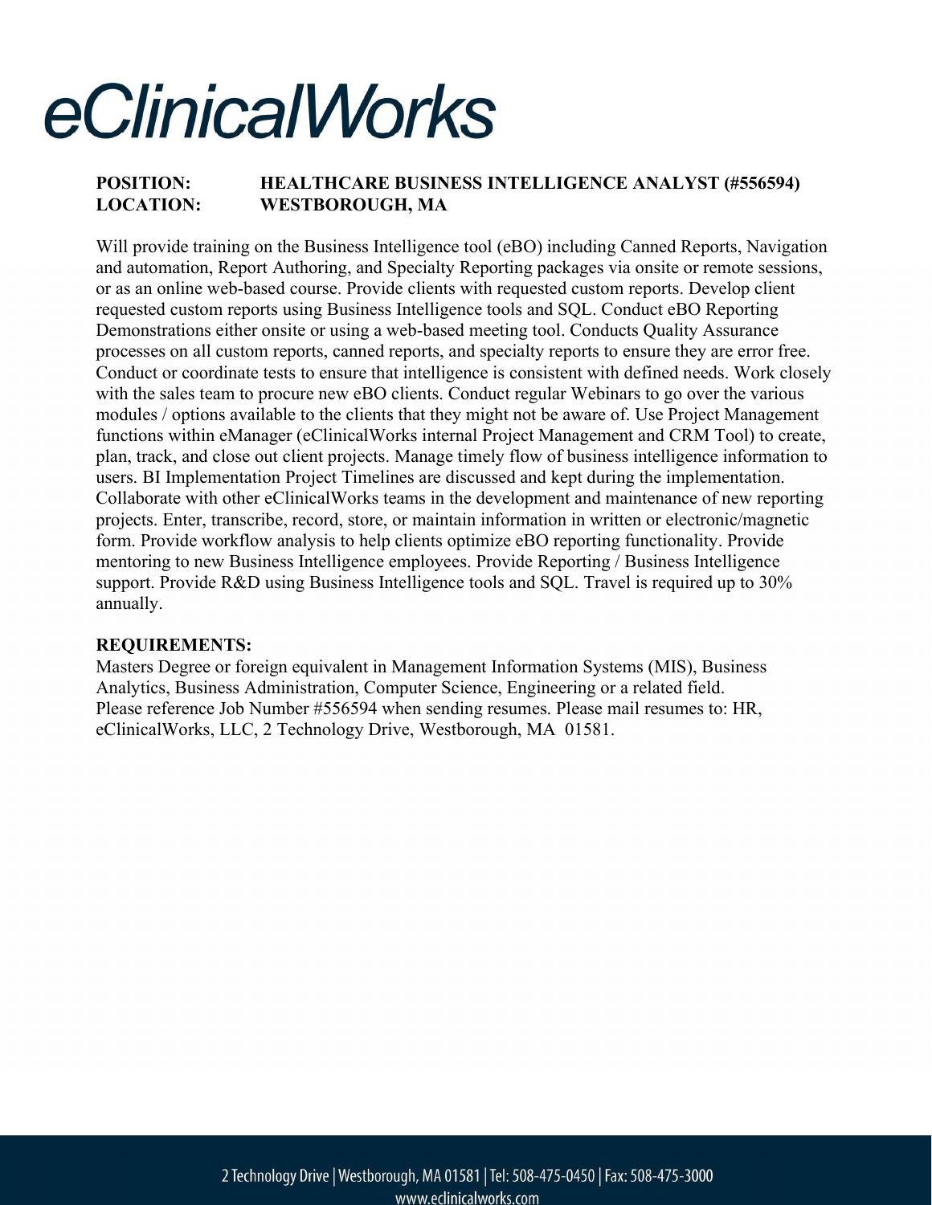# eClinicalWorks

**POSITION:** **HEALTHCARE BUSINESS INTELLIGENCE ANALYST (#556594)**
**LOCATION:** **WESTBOROUGH, MA**

Will provide training on the Business Intelligence tool (eBO) including Canned Reports, Navigation and automation, Report Authoring, and Specialty Reporting packages via onsite or remote sessions, or as an online web-based course. Provide clients with requested custom reports. Develop client requested custom reports using Business Intelligence tools and SQL. Conduct eBO Reporting Demonstrations either onsite or using a web-based meeting tool. Conducts Quality Assurance processes on all custom reports, canned reports, and specialty reports to ensure they are error free. Conduct or coordinate tests to ensure that intelligence is consistent with defined needs. Work closely with the sales team to procure new eBO clients. Conduct regular Webinars to go over the various modules / options available to the clients that they might not be aware of. Use Project Management functions within eManager (eClinicalWorks internal Project Management and CRM Tool) to create, plan, track, and close out client projects. Manage timely flow of business intelligence information to users. BI Implementation Project Timelines are discussed and kept during the implementation. Collaborate with other eClinicalWorks teams in the development and maintenance of new reporting projects. Enter, transcribe, record, store, or maintain information in written or electronic/magnetic form. Provide workflow analysis to help clients optimize eBO reporting functionality. Provide mentoring to new Business Intelligence employees. Provide Reporting / Business Intelligence support. Provide R&D using Business Intelligence tools and SQL. Travel is required up to 30% annually.

**REQUIREMENTS:**
Masters Degree or foreign equivalent in Management Information Systems (MIS), Business Analytics, Business Administration, Computer Science, Engineering or a related field.
Please reference Job Number #556594 when sending resumes. Please mail resumes to: HR, eClinicalWorks, LLC, 2 Technology Drive, Westborough, MA 01581.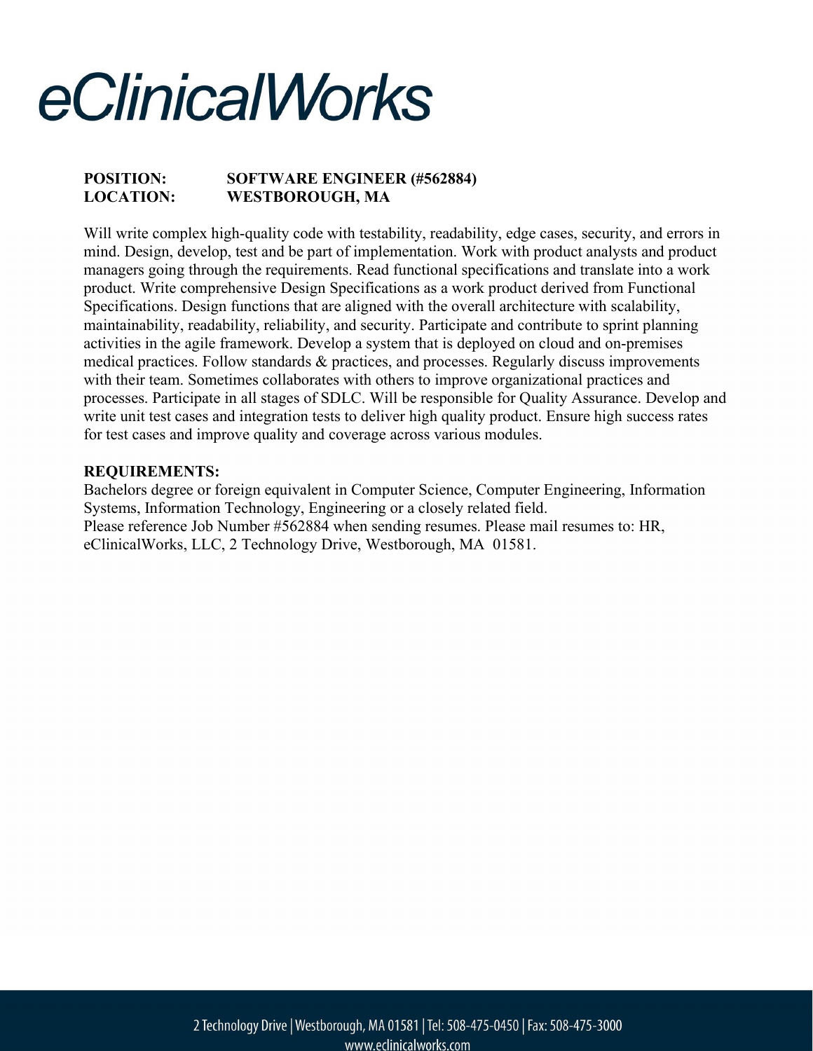# eClinicalWorks

**POSITION:** **SOFTWARE ENGINEER (#562884)**
**LOCATION:** **WESTBOROUGH, MA**

Will write complex high-quality code with testability, readability, edge cases, security, and errors in mind. Design, develop, test and be part of implementation. Work with product analysts and product managers going through the requirements. Read functional specifications and translate into a work product. Write comprehensive Design Specifications as a work product derived from Functional Specifications. Design functions that are aligned with the overall architecture with scalability, maintainability, readability, reliability, and security. Participate and contribute to sprint planning activities in the agile framework. Develop a system that is deployed on cloud and on-premises medical practices. Follow standards & practices, and processes. Regularly discuss improvements with their team. Sometimes collaborates with others to improve organizational practices and processes. Participate in all stages of SDLC. Will be responsible for Quality Assurance. Develop and write unit test cases and integration tests to deliver high quality product. Ensure high success rates for test cases and improve quality and coverage across various modules.

**REQUIREMENTS:**
Bachelors degree or foreign equivalent in Computer Science, Computer Engineering, Information Systems, Information Technology, Engineering or a closely related field.
Please reference Job Number #562884 when sending resumes. Please mail resumes to: HR, eClinicalWorks, LLC, 2 Technology Drive, Westborough, MA 01581.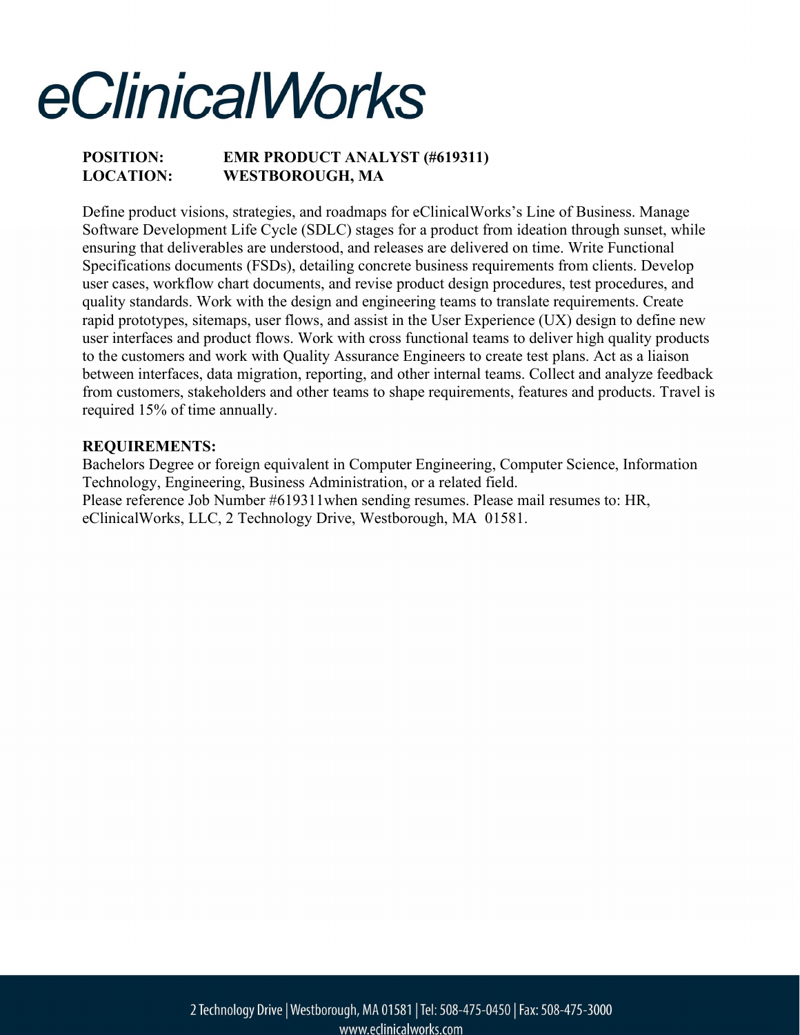# eClinicalWorks

**POSITION:** **EMR PRODUCT ANALYST (#619311)**
**LOCATION:** **WESTBOROUGH, MA**

Define product visions, strategies, and roadmaps for eClinicalWorks's Line of Business. Manage Software Development Life Cycle (SDLC) stages for a product from ideation through sunset, while ensuring that deliverables are understood, and releases are delivered on time. Write Functional Specifications documents (FSDs), detailing concrete business requirements from clients. Develop user cases, workflow chart documents, and revise product design procedures, test procedures, and quality standards. Work with the design and engineering teams to translate requirements. Create rapid prototypes, sitemaps, user flows, and assist in the User Experience (UX) design to define new user interfaces and product flows. Work with cross functional teams to deliver high quality products to the customers and work with Quality Assurance Engineers to create test plans. Act as a liaison between interfaces, data migration, reporting, and other internal teams. Collect and analyze feedback from customers, stakeholders and other teams to shape requirements, features and products. Travel is required 15% of time annually.

**REQUIREMENTS:**

Bachelors Degree or foreign equivalent in Computer Engineering, Computer Science, Information Technology, Engineering, Business Administration, or a related field.

Please reference Job Number #619311when sending resumes. Please mail resumes to: HR, eClinicalWorks, LLC, 2 Technology Drive, Westborough, MA 01581.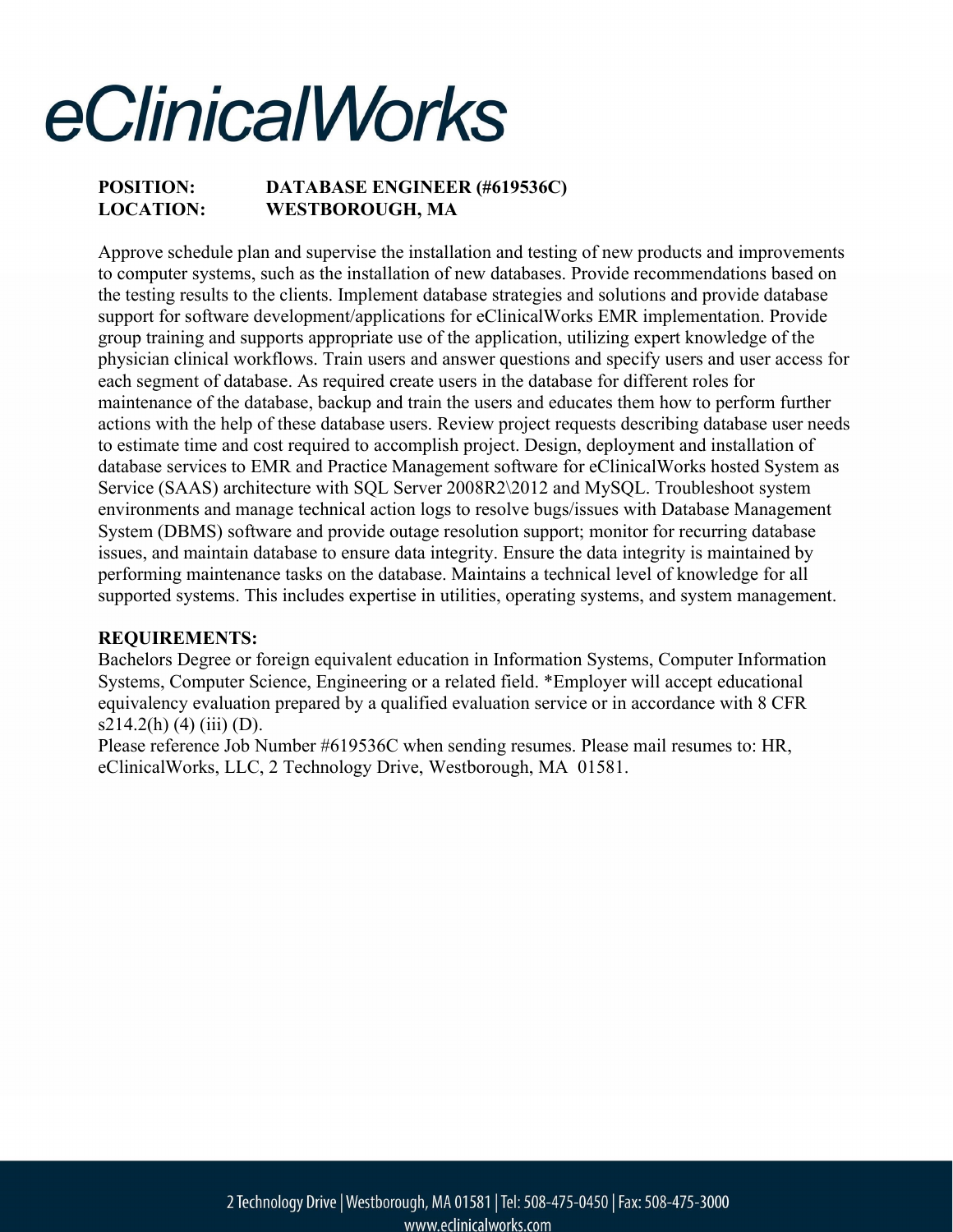# eClinicalWorks

**POSITION:** **DATABASE ENGINEER (#619536C)**
**LOCATION:** **WESTBOROUGH, MA**

Approve schedule plan and supervise the installation and testing of new products and improvements to computer systems, such as the installation of new databases. Provide recommendations based on the testing results to the clients. Implement database strategies and solutions and provide database support for software development/applications for eClinicalWorks EMR implementation. Provide group training and supports appropriate use of the application, utilizing expert knowledge of the physician clinical workflows. Train users and answer questions and specify users and user access for each segment of database. As required create users in the database for different roles for maintenance of the database, backup and train the users and educates them how to perform further actions with the help of these database users. Review project requests describing database user needs to estimate time and cost required to accomplish project. Design, deployment and installation of database services to EMR and Practice Management software for eClinicalWorks hosted System as Service (SAAS) architecture with SQL Server 2008R2\2012 and MySQL. Troubleshoot system environments and manage technical action logs to resolve bugs/issues with Database Management System (DBMS) software and provide outage resolution support; monitor for recurring database issues, and maintain database to ensure data integrity. Ensure the data integrity is maintained by performing maintenance tasks on the database. Maintains a technical level of knowledge for all supported systems. This includes expertise in utilities, operating systems, and system management.

**REQUIREMENTS:**
Bachelors Degree or foreign equivalent education in Information Systems, Computer Information Systems, Computer Science, Engineering or a related field. *Employer will accept educational equivalency evaluation prepared by a qualified evaluation service or in accordance with 8 CFR s214.2(h) (4) (iii) (D).
Please reference Job Number #619536C when sending resumes. Please mail resumes to: HR, eClinicalWorks, LLC, 2 Technology Drive, Westborough, MA 01581.

2 Technology Drive | Westborough, MA 01581 | Tel: 508-475-0450 | Fax: 508-475-3000
www.eclinicalworks.com